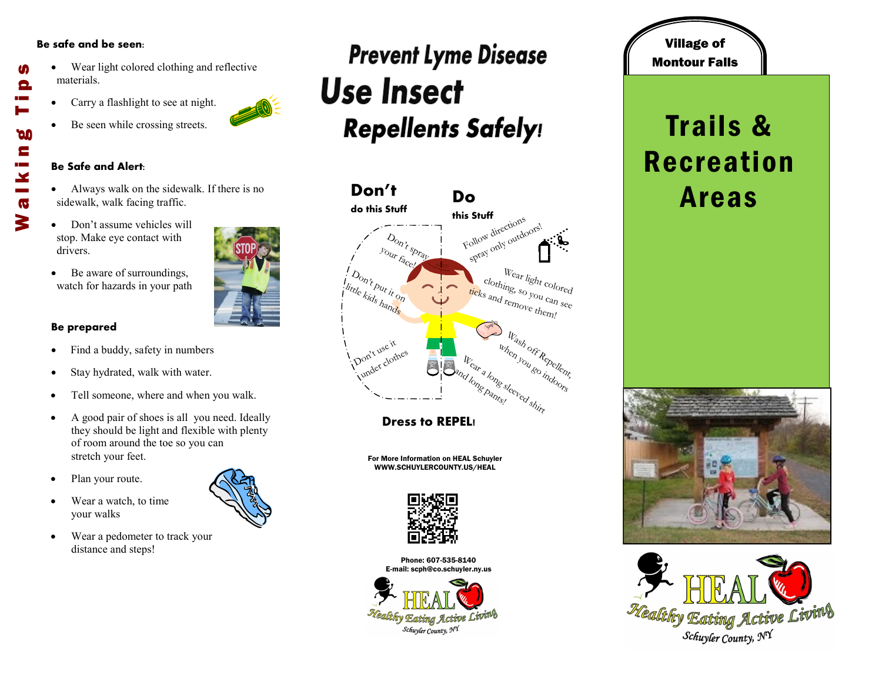# Walking Tips

**Be safe and be seen:**

- Wear light colored clothing and reflective materials.
- Carry a flashlight to see at night.
- Be seen while crossing streets.

**Be Safe and Alert:**

- Always walk on the sidewalk. If there is no sidewalk, walk facing traffic.
- Don't assume vehicles will stop. Make eye contact with drivers.
- Be aware of surroundings, watch for hazards in your path

**Be prepared**

- Find a buddy, safety in numbers
- Stay hydrated, walk with water.
- Tell someone, where and when you walk.
- A good pair of shoes is all you need. Ideally they should be light and flexible with plenty of room around the toe so you can stretch your feet.
- Plan your route.
- Wear a watch, to time your walks
- Wear a pedometer to track your distance and steps!

# Prevent Lyme Disease Use Insect Repellents Safely!

**Don't do this Stuff**

- Don't spray your face!
- Don't put it on little kids hands
- Don't use it under clothes

**Do this Stuff**

- Follow directions spray only outdoors!
- Wear light colored clothing, so you can see ticks and remove them!
- Wash off Repellent, when you go indoors
- Wear a long sleeved shirt and long pants!

**Dress to REPEL!**

For More Information on HEAL Schuyler
WWW.SCHUYLERCOUNTY.US/HEAL

Phone: 607-535-8140
E-mail: scph@co.schuyler.ny.us

HEAL Healthy Eating Active Living Schuyler County, NY

## Village of Montour Falls

# Trails & Recreation Areas

HEAL Healthy Eating Active Living Schuyler County, NY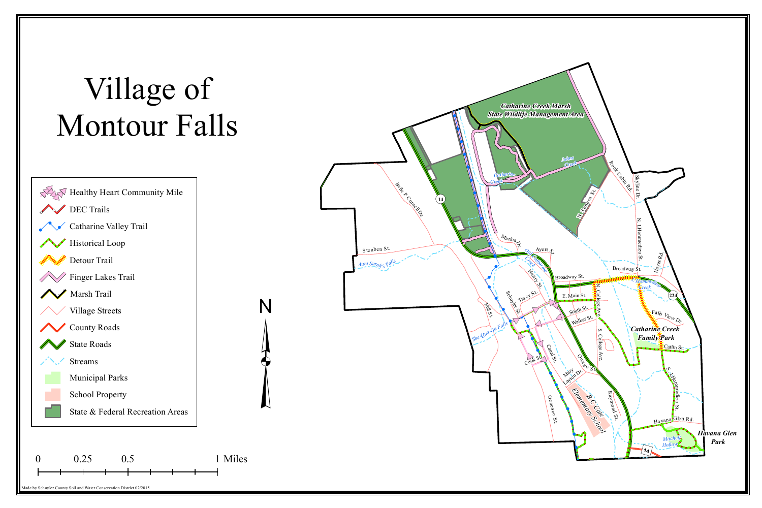# Village of Montour Falls

- Healthy Heart Community Mile
- DEC Trails
- Catharine Valley Trail
- Historical Loop
- Detour Trail
- Finger Lakes Trail
- Marsh Trail
- Village Streets
- County Roads
- State Roads
- Streams
- Municipal Parks
- School Property
- State & Federal Recreation Areas

N

0 0.25 0.5 1 Miles

Catharine Creek Marsh State Wildlife Management Area

Catharine Creek

Johns Creek

Rock Cabin Rd.

Skyline Dr.

N. Seneca St.

Belle P Cornell Dr.

14

Marina Dr.

Ayers St.

Old Catharine Creek

Steuben St.

Aunt Sarah's Falls

N. L'Hommedieu St.

Hayes Rd.

Broadway St.

Broadway St.

L'Hommedieu Creek

224

Henry St.

E. Main St.

Tracy St.

Schuyler St.

Mill St.

N. College Ave.

South St.

Walker St.

Falls View Dr.

She-Qua-Ga Falls

Catharine Creek Family Park

Catlin St.

S. College Ave.

Canal St.

Cook St.

Owego St.

Mary Layton Dr.

B C Cate Elementary School

S. L'Hommedieu St.

Genesee St.

Raymond St.

Havana Glen Rd.

Havana Glen Park

Mitchell Hollow

14

Made by Schuyler County Soil and Water Conservation District 02/2015